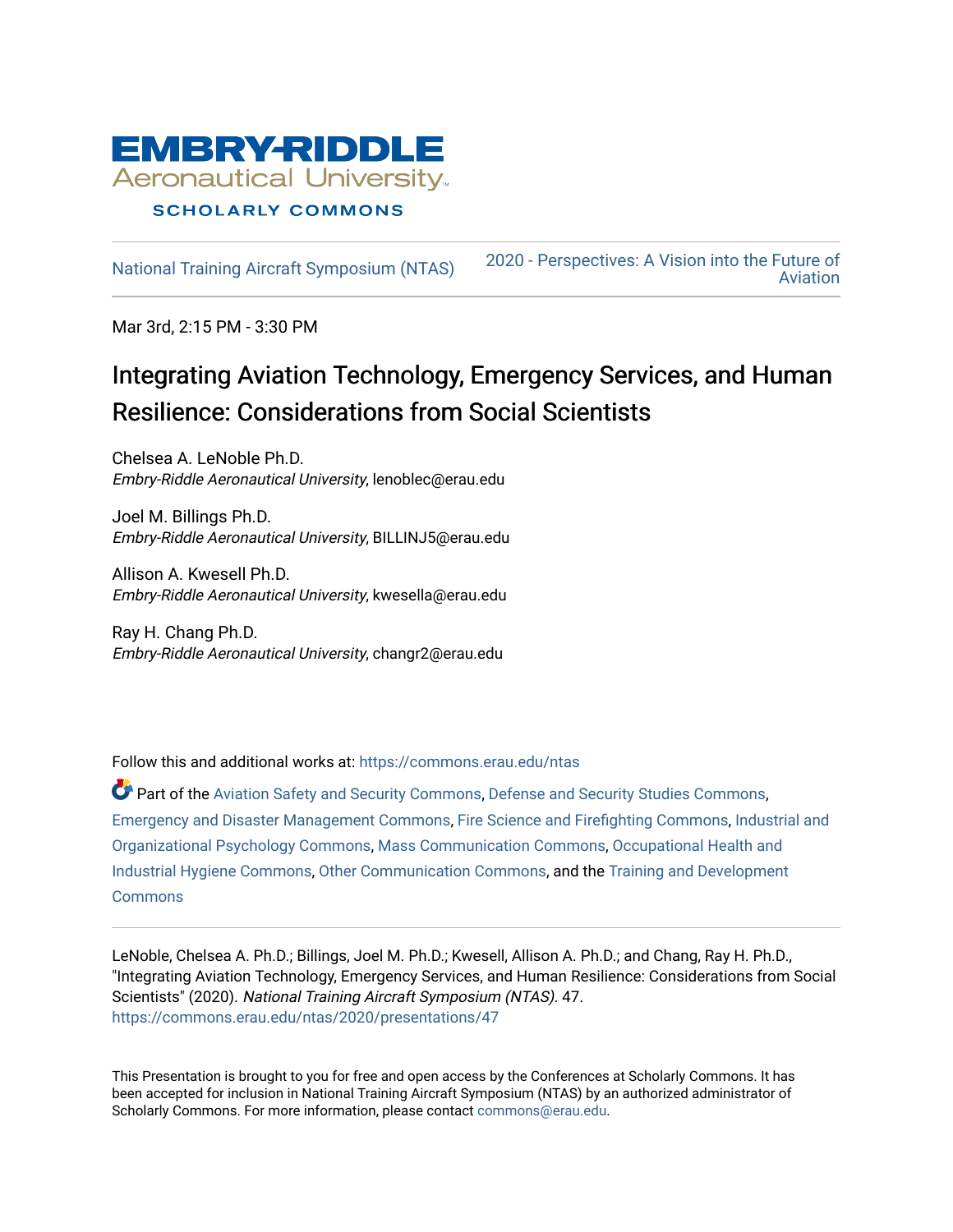EMBRY-RIDDLE
Aeronautical University
SCHOLARLY COMMONS

National Training Aircraft Symposium (NTAS) | 2020 - Perspectives: A Vision into the Future of Aviation

Mar 3rd, 2:15 PM - 3:30 PM

# Integrating Aviation Technology, Emergency Services, and Human Resilience: Considerations from Social Scientists

Chelsea A. LeNoble Ph.D.
*Embry-Riddle Aeronautical University*, lenoblec@erau.edu

Joel M. Billings Ph.D.
*Embry-Riddle Aeronautical University*, BILLINJ5@erau.edu

Allison A. Kwesell Ph.D.
*Embry-Riddle Aeronautical University*, kwesella@erau.edu

Ray H. Chang Ph.D.
*Embry-Riddle Aeronautical University*, changr2@erau.edu

Follow this and additional works at: https://commons.erau.edu/ntas

Part of the Aviation Safety and Security Commons, Defense and Security Studies Commons, Emergency and Disaster Management Commons, Fire Science and Firefighting Commons, Industrial and Organizational Psychology Commons, Mass Communication Commons, Occupational Health and Industrial Hygiene Commons, Other Communication Commons, and the Training and Development Commons

LeNoble, Chelsea A. Ph.D.; Billings, Joel M. Ph.D.; Kwesell, Allison A. Ph.D.; and Chang, Ray H. Ph.D., "Integrating Aviation Technology, Emergency Services, and Human Resilience: Considerations from Social Scientists" (2020). *National Training Aircraft Symposium (NTAS)*. 47.
https://commons.erau.edu/ntas/2020/presentations/47

This Presentation is brought to you for free and open access by the Conferences at Scholarly Commons. It has been accepted for inclusion in National Training Aircraft Symposium (NTAS) by an authorized administrator of Scholarly Commons. For more information, please contact commons@erau.edu.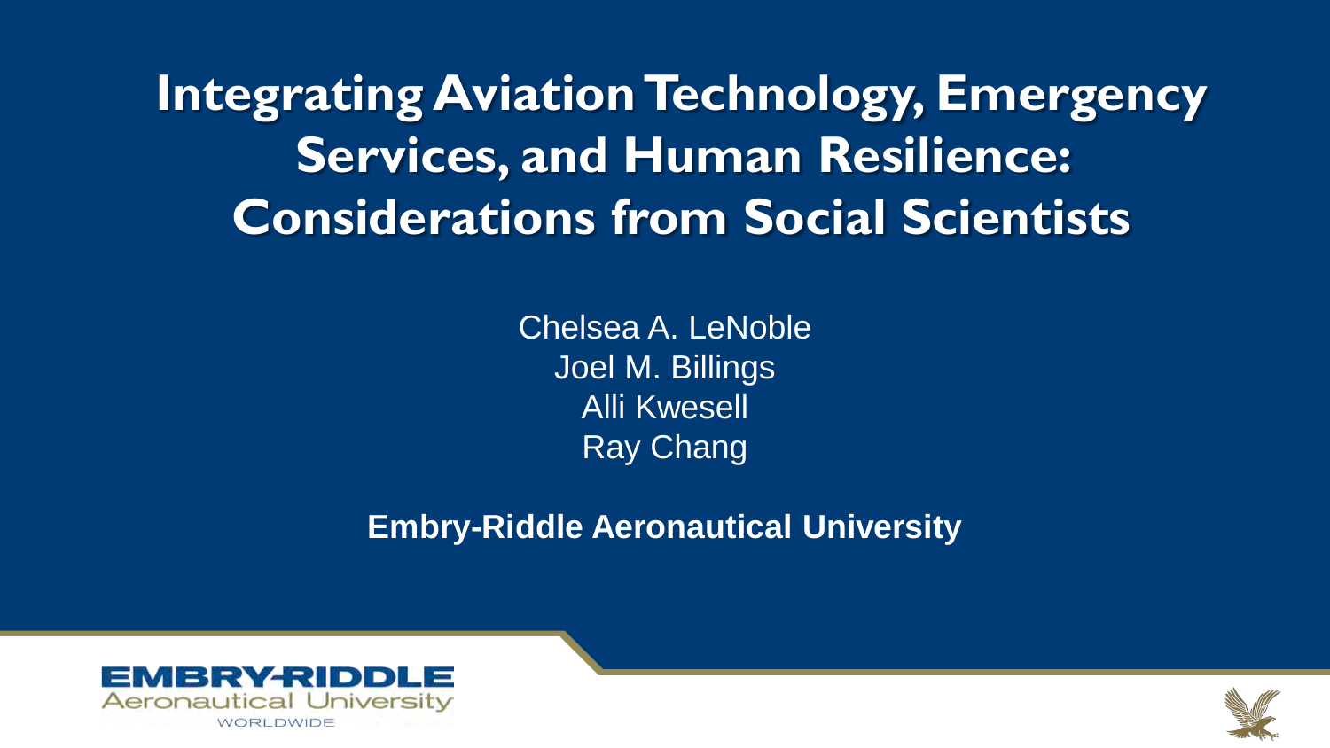# Integrating Aviation Technology, Emergency Services, and Human Resilience: Considerations from Social Scientists

Chelsea A. LeNoble
Joel M. Billings
Alli Kwesell
Ray Chang

**Embry-Riddle Aeronautical University**

EMBRY-RIDDLE
Aeronautical University
WORLDWIDE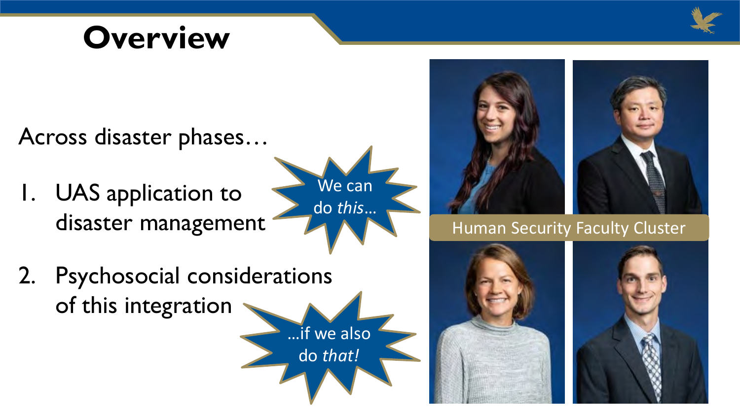# Overview

Across disaster phases…

1. UAS application to disaster management

We can do *this*…

2. Psychosocial considerations of this integration

…if we also do *that!*

Human Security Faculty Cluster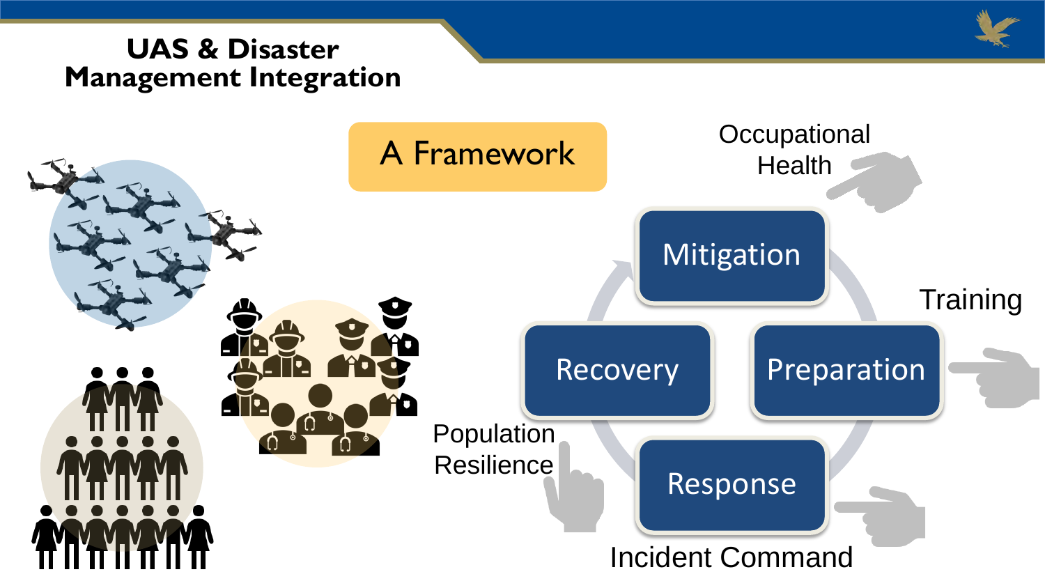# UAS & Disaster Management Integration

A Framework

Mitigation

Preparation

Response

Recovery

Occupational Health

Training

Incident Command

Population Resilience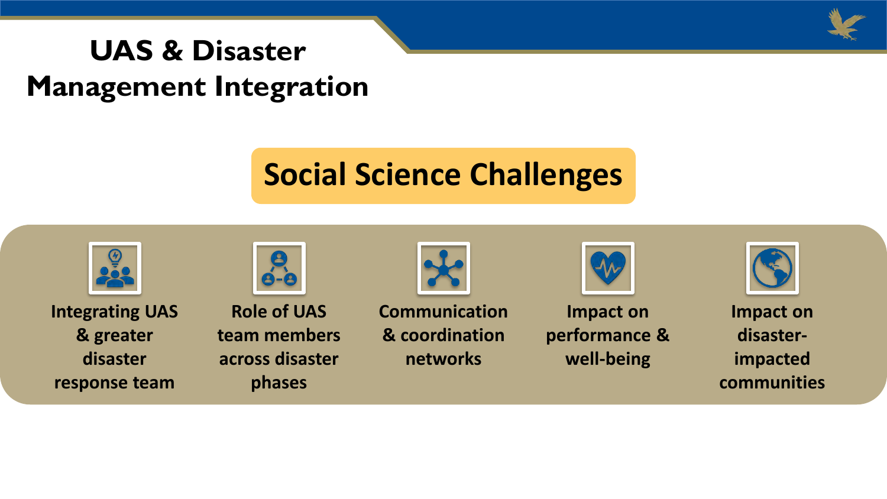# UAS & Disaster Management Integration

## Social Science Challenges

- Integrating UAS & greater disaster response team
- Role of UAS team members across disaster phases
- Communication & coordination networks
- Impact on performance & well-being
- Impact on disaster-impacted communities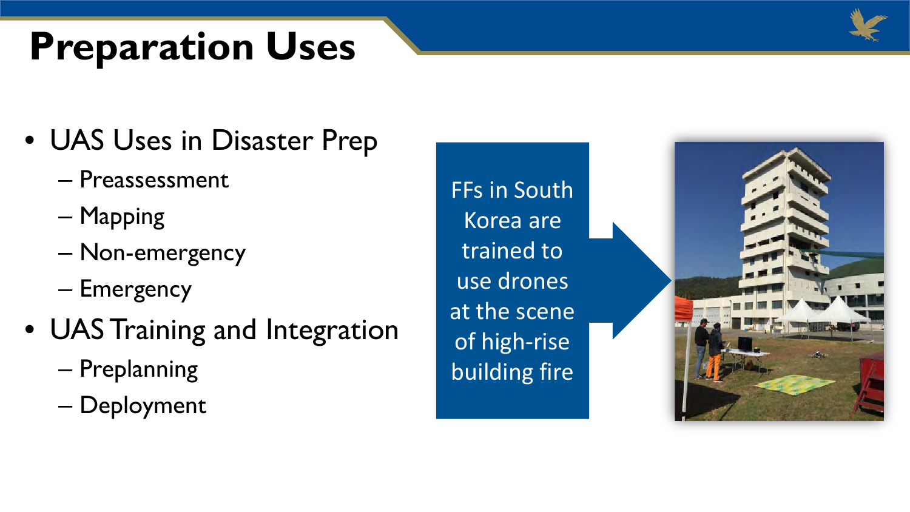# Preparation Uses

- UAS Uses in Disaster Prep
  - Preassessment
  - Mapping
  - Non-emergency
  - Emergency
- UAS Training and Integration
  - Preplanning
  - Deployment

FFs in South Korea are trained to use drones at the scene of high-rise building fire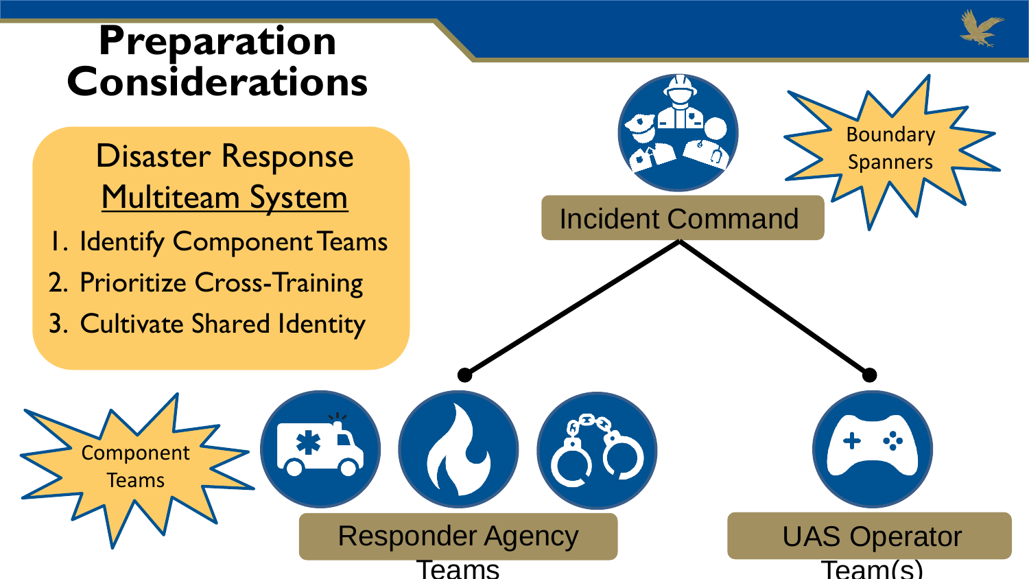# Preparation Considerations

## Disaster Response Multiteam System

1. Identify Component Teams
2. Prioritize Cross-Training
3. Cultivate Shared Identity

Incident Command

Boundary Spanners

Component Teams

Responder Agency Teams

UAS Operator Team(s)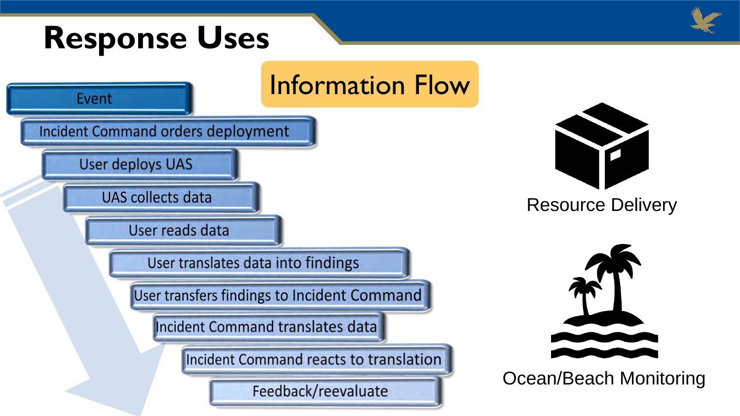# Response Uses

## Information Flow

1. Event
2. Incident Command orders deployment
3. User deploys UAS
4. UAS collects data
5. User reads data
6. User translates data into findings
7. User transfers findings to Incident Command
8. Incident Command translates data
9. Incident Command reacts to translation
10. Feedback/reevaluate

Resource Delivery

Ocean/Beach Monitoring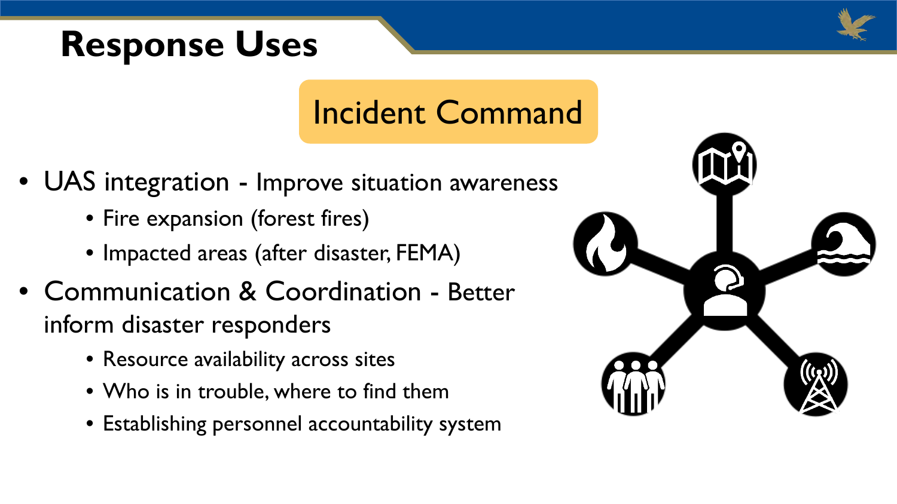# Response Uses

## Incident Command

- UAS integration - Improve situation awareness
  - Fire expansion (forest fires)
  - Impacted areas (after disaster, FEMA)
- Communication & Coordination - Better inform disaster responders
  - Resource availability across sites
  - Who is in trouble, where to find them
  - Establishing personnel accountability system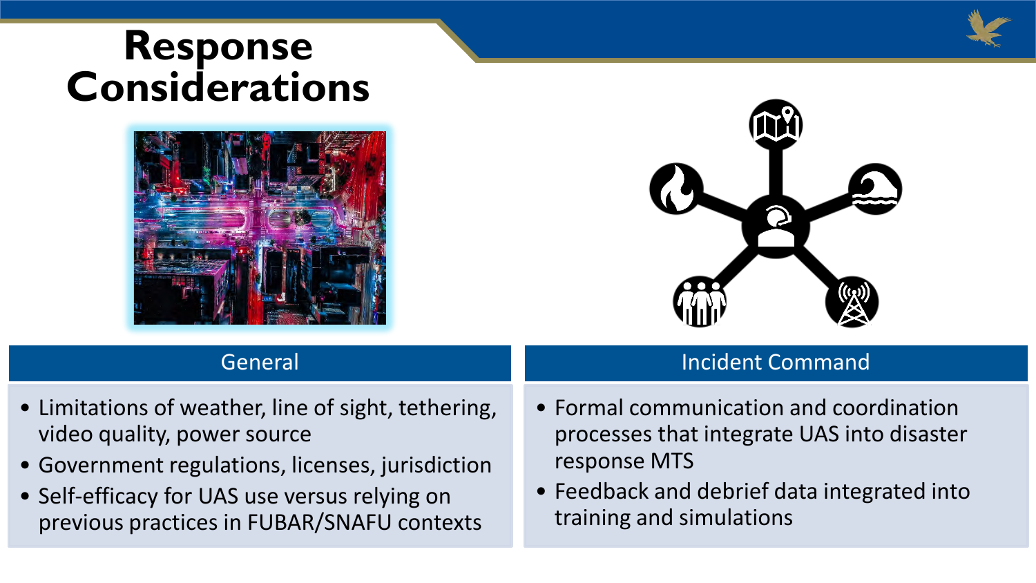# Response Considerations

## General

- Limitations of weather, line of sight, tethering, video quality, power source
- Government regulations, licenses, jurisdiction
- Self-efficacy for UAS use versus relying on previous practices in FUBAR/SNAFU contexts

## Incident Command

- Formal communication and coordination processes that integrate UAS into disaster response MTS
- Feedback and debrief data integrated into training and simulations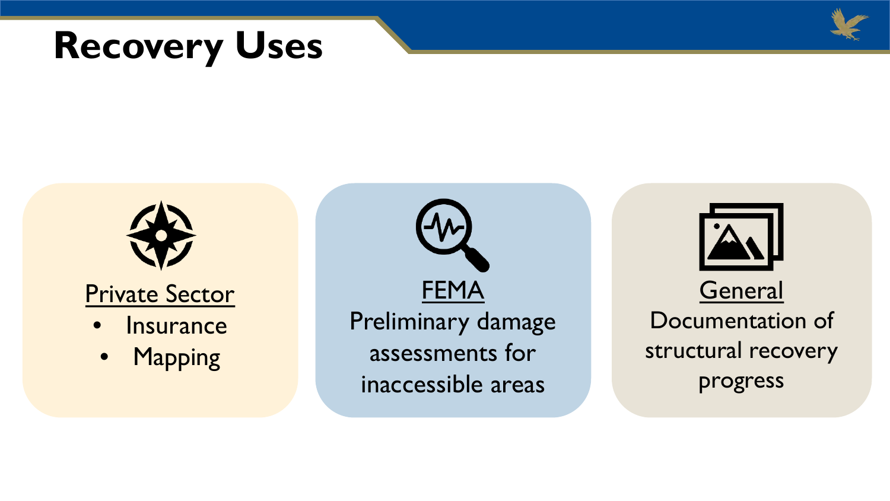# Recovery Uses

**Private Sector**

- Insurance
- Mapping

**FEMA**

Preliminary damage assessments for inaccessible areas

**General**

Documentation of structural recovery progress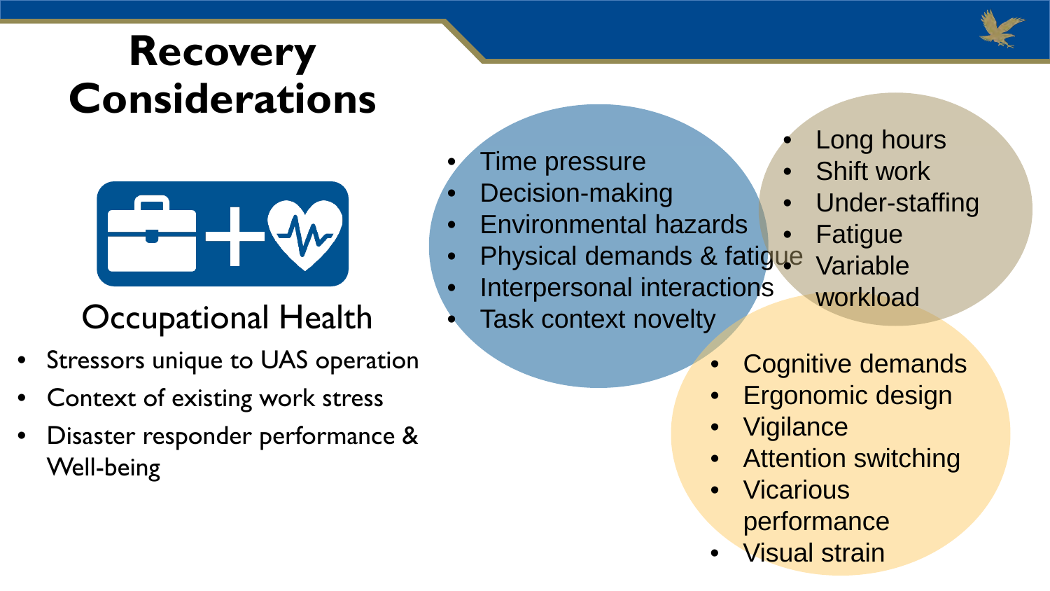# Recovery Considerations

## Occupational Health

- Stressors unique to UAS operation
- Context of existing work stress
- Disaster responder performance & Well-being

- Time pressure
- Decision-making
- Environmental hazards
- Physical demands & fatigue
- Interpersonal interactions
- Task context novelty

- Long hours
- Shift work
- Under-staffing
- Fatigue
- Variable workload

- Cognitive demands
- Ergonomic design
- Vigilance
- Attention switching
- Vicarious performance
- Visual strain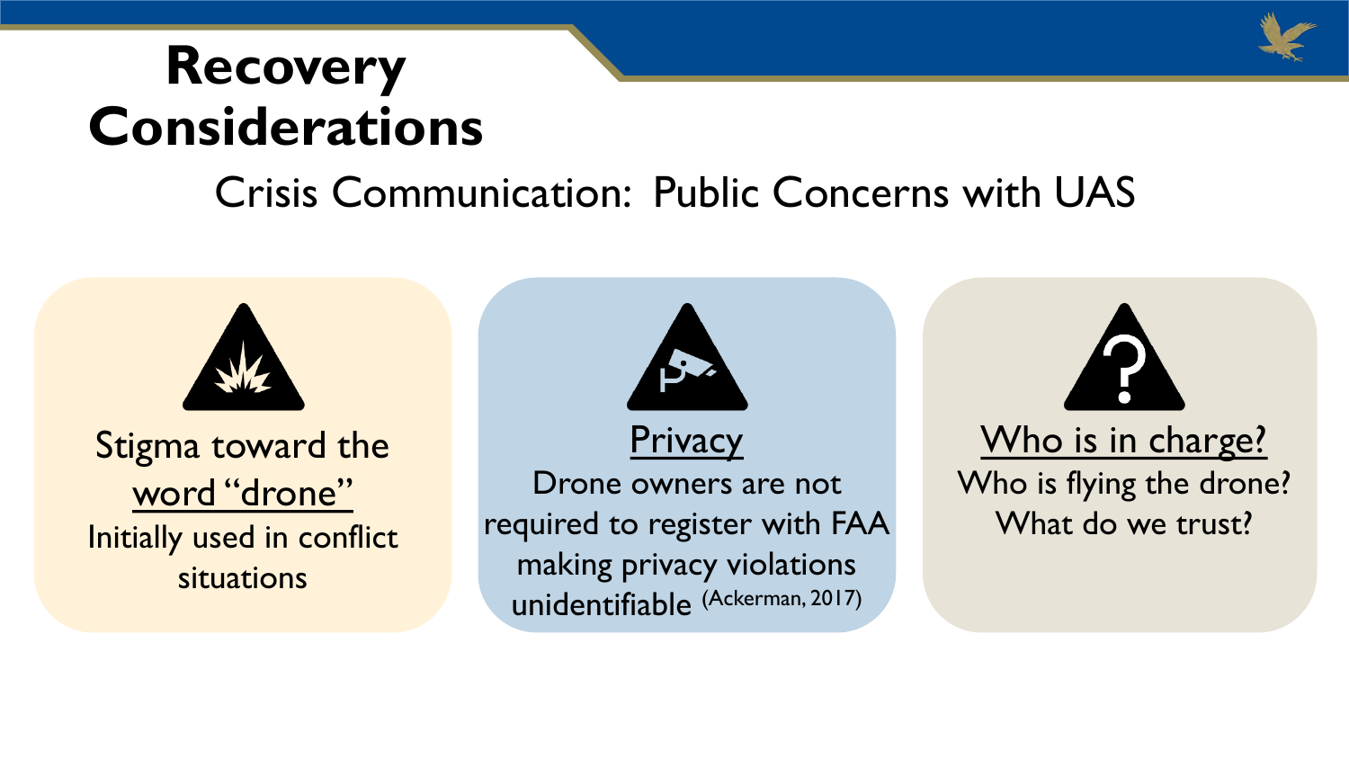# Recovery Considerations

## Crisis Communication: Public Concerns with UAS

Stigma toward the word "drone"

Initially used in conflict situations

Privacy

Drone owners are not required to register with FAA making privacy violations unidentifiable (Ackerman, 2017)

Who is in charge?

Who is flying the drone?

What do we trust?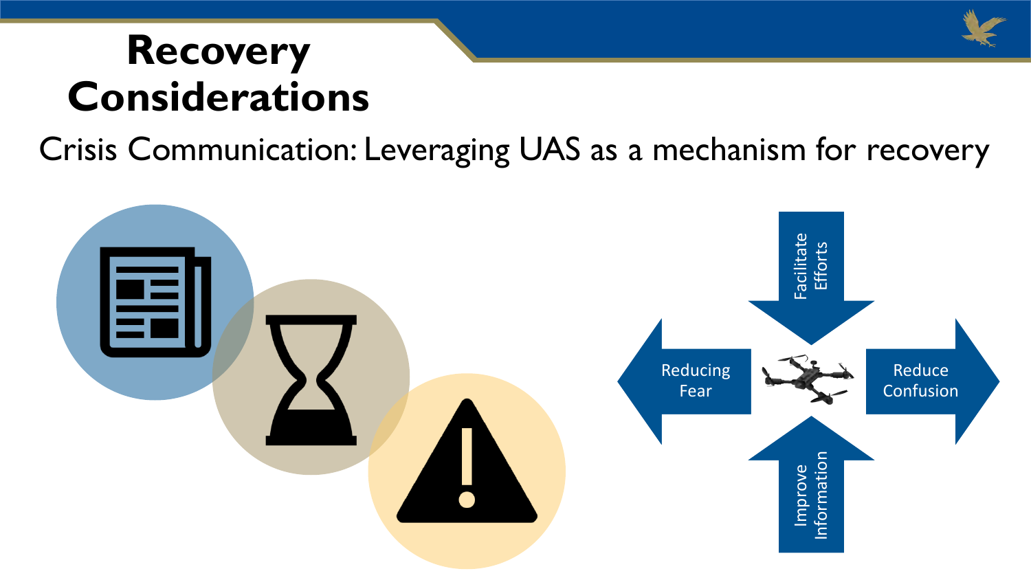# Recovery Considerations

Crisis Communication: Leveraging UAS as a mechanism for recovery

- Facilitate Efforts
- Reducing Fear
- Reduce Confusion
- Improve Information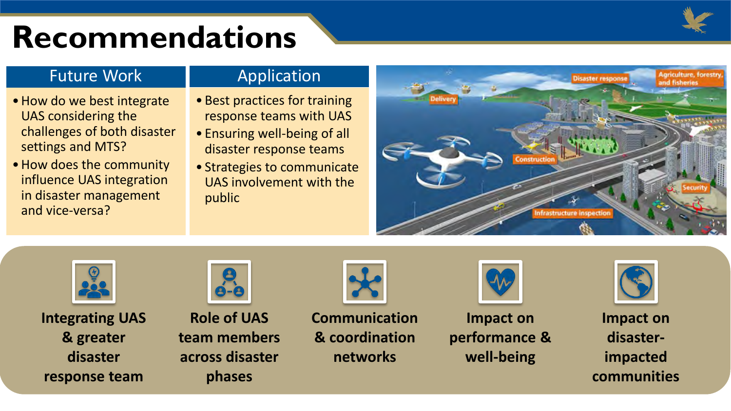# Recommendations

## Future Work

- How do we best integrate UAS considering the challenges of both disaster settings and MTS?
- How does the community influence UAS integration in disaster management and vice-versa?

## Application

- Best practices for training response teams with UAS
- Ensuring well-being of all disaster response teams
- Strategies to communicate UAS involvement with the public

**Integrating UAS & greater disaster response team**

**Role of UAS team members across disaster phases**

**Communication & coordination networks**

**Impact on performance & well-being**

**Impact on disaster-impacted communities**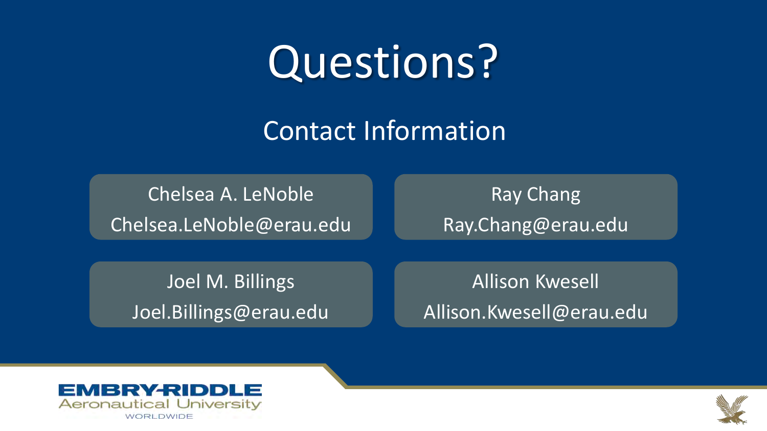# Questions?

## Contact Information

Chelsea A. LeNoble
Chelsea.LeNoble@erau.edu

Ray Chang
Ray.Chang@erau.edu

Joel M. Billings
Joel.Billings@erau.edu

Allison Kwesell
Allison.Kwesell@erau.edu

EMBRY-RIDDLE
Aeronautical University
WORLDWIDE